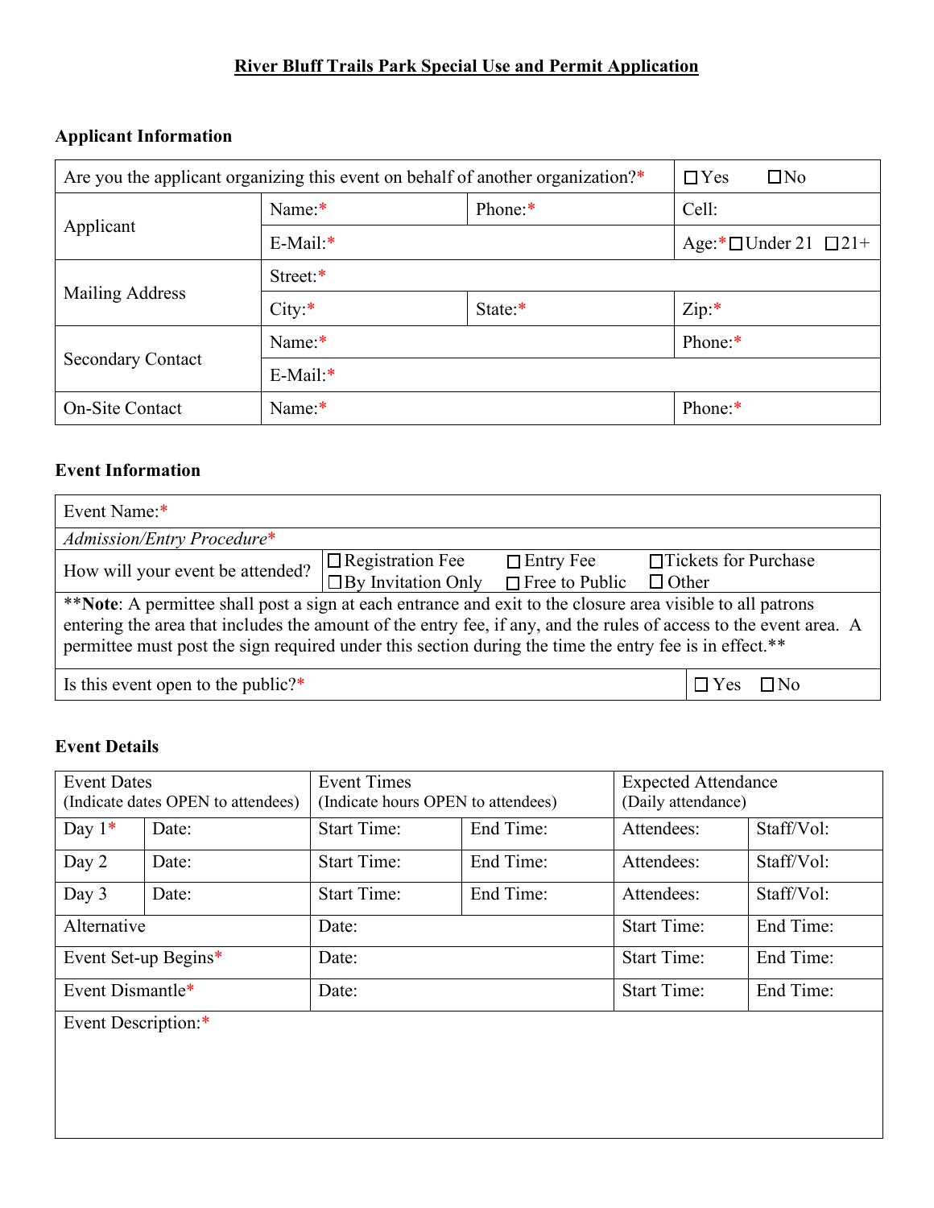# River Bluff Trails Park Special Use and Permit Application

## Applicant Information

| Are you the applicant organizing this event on behalf of another organization?* | | | ☐Yes ☐No |
|---|---|---|---|
| Applicant | Name:* | Phone:* | Cell: |
| | E-Mail:* | | Age:* ☐Under 21 ☐21+ |
| Mailing Address | Street:* | | |
| | City:* | State:* | Zip:* |
| Secondary Contact | Name:* | | Phone:* |
| | E-Mail:* | | |
| On-Site Contact | Name:* | | Phone:* |

## Event Information

| Event Name:* | |
|---|---|
| *Admission/Entry Procedure** | |
| How will your event be attended? | ☐Registration Fee ☐Entry Fee ☐Tickets for Purchase ☐By Invitation Only ☐Free to Public ☐Other |
| **\*\*Note**: A permittee shall post a sign at each entrance and exit to the closure area visible to all patrons entering the area that includes the amount of the entry fee, if any, and the rules of access to the event area. A permittee must post the sign required under this section during the time the entry fee is in effect.** | |
| Is this event open to the public?* | ☐Yes ☐No |

## Event Details

| Event Dates (Indicate dates OPEN to attendees) | | Event Times (Indicate hours OPEN to attendees) | | Expected Attendance (Daily attendance) | |
|---|---|---|---|---|---|
| Day 1* | Date: | Start Time: | End Time: | Attendees: | Staff/Vol: |
| Day 2 | Date: | Start Time: | End Time: | Attendees: | Staff/Vol: |
| Day 3 | Date: | Start Time: | End Time: | Attendees: | Staff/Vol: |
| Alternative | | Date: | | Start Time: | End Time: |
| Event Set-up Begins* | | Date: | | Start Time: | End Time: |
| Event Dismantle* | | Date: | | Start Time: | End Time: |
| Event Description:* | | | | | |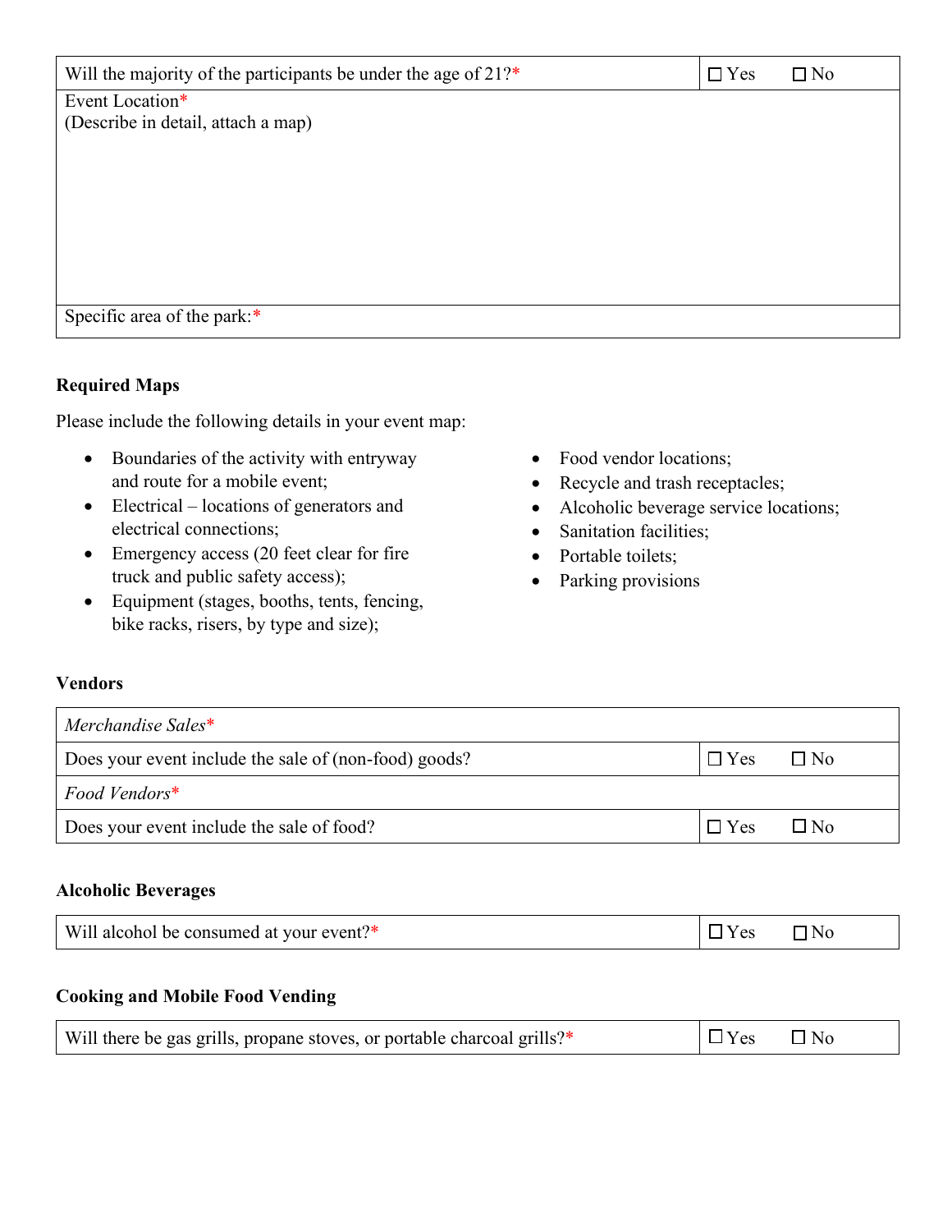| Will the majority of the participants be under the age of 21?* | ☐ Yes ☐ No |
|---|---|
| Event Location*<br>(Describe in detail, attach a map) | |
| Specific area of the park:* | |

**Required Maps**

Please include the following details in your event map:

- Boundaries of the activity with entryway and route for a mobile event;
- Electrical – locations of generators and electrical connections;
- Emergency access (20 feet clear for fire truck and public safety access);
- Equipment (stages, booths, tents, fencing, bike racks, risers, by type and size);
- Food vendor locations;
- Recycle and trash receptacles;
- Alcoholic beverage service locations;
- Sanitation facilities;
- Portable toilets;
- Parking provisions

**Vendors**

| *Merchandise Sales** | |
|---|---|
| Does your event include the sale of (non-food) goods? | ☐ Yes ☐ No |
| *Food Vendors** | |
| Does your event include the sale of food? | ☐ Yes ☐ No |

**Alcoholic Beverages**

| Will alcohol be consumed at your event?* | ☐ Yes ☐ No |
|---|---|

**Cooking and Mobile Food Vending**

| Will there be gas grills, propane stoves, or portable charcoal grills?* | ☐ Yes ☐ No |
|---|---|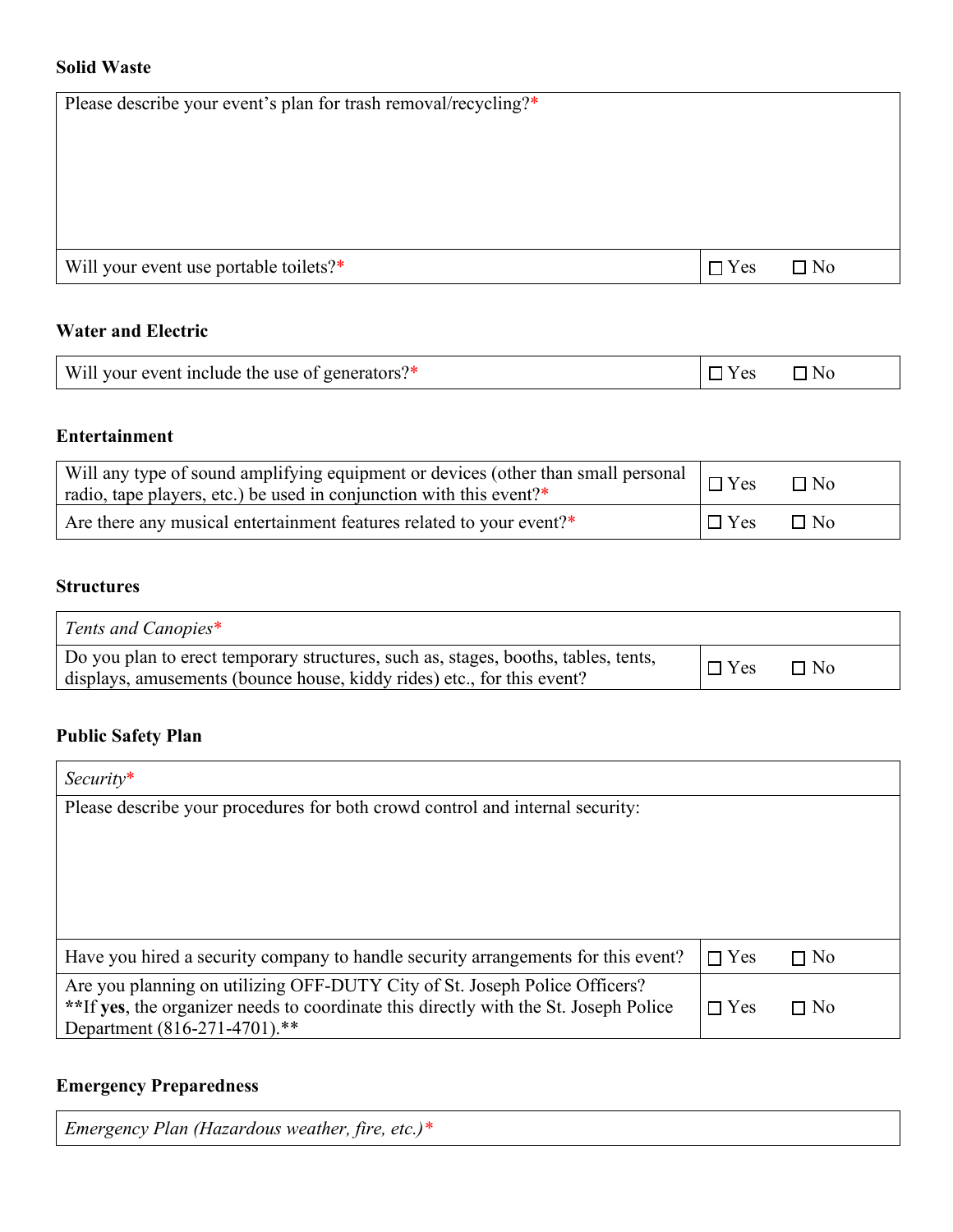### Solid Waste

| Please describe your event's plan for trash removal/recycling?* | |
|---|---|
| Will your event use portable toilets?* | ☐ Yes ☐ No |

### Water and Electric

| Will your event include the use of generators?* | ☐ Yes ☐ No |
|---|---|

### Entertainment

| Will any type of sound amplifying equipment or devices (other than small personal radio, tape players, etc.) be used in conjunction with this event?* | ☐ Yes ☐ No |
|---|---|
| Are there any musical entertainment features related to your event?* | ☐ Yes ☐ No |

### Structures

| *Tents and Canopies** | |
|---|---|
| Do you plan to erect temporary structures, such as, stages, booths, tables, tents, displays, amusements (bounce house, kiddy rides) etc., for this event? | ☐ Yes ☐ No |

### Public Safety Plan

| *Security** | |
|---|---|
| Please describe your procedures for both crowd control and internal security: | |
| Have you hired a security company to handle security arrangements for this event? | ☐ Yes ☐ No |
| Are you planning on utilizing OFF-DUTY City of St. Joseph Police Officers? **If **yes**, the organizer needs to coordinate this directly with the St. Joseph Police Department (816-271-4701).** | ☐ Yes ☐ No |

### Emergency Preparedness

| *Emergency Plan (Hazardous weather, fire, etc.)** |
|---|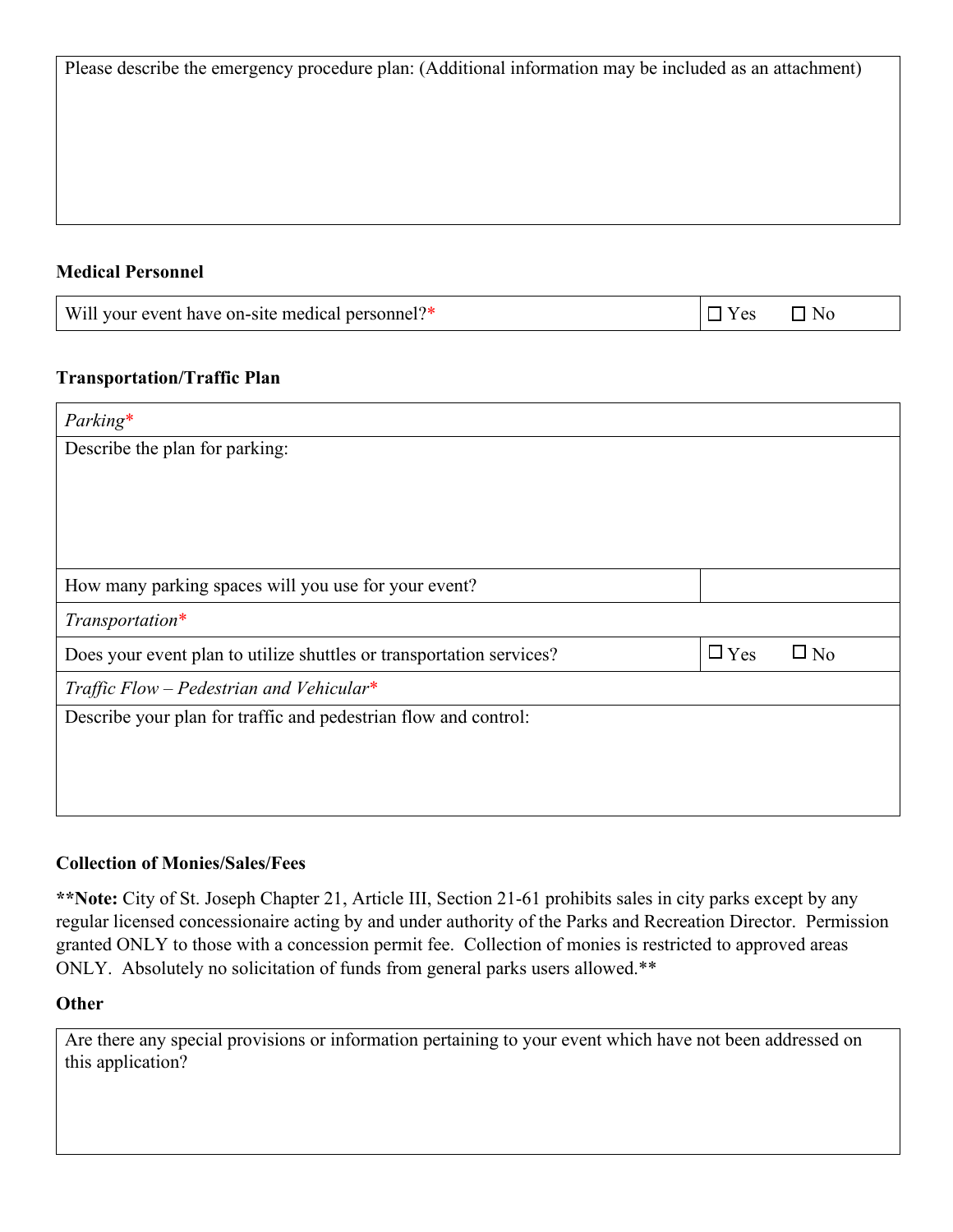| |
|---|
| Please describe the emergency procedure plan: (Additional information may be included as an attachment) |

**Medical Personnel**

| | |
|---|---|
| Will your event have on-site medical personnel?* | ☐ Yes ☐ No |

**Transportation/Traffic Plan**

| | |
|---|---|
| *Parking** | |
| Describe the plan for parking: | |
| How many parking spaces will you use for your event? | |
| *Transportation** | |
| Does your event plan to utilize shuttles or transportation services? | ☐ Yes ☐ No |
| *Traffic Flow – Pedestrian and Vehicular** | |
| Describe your plan for traffic and pedestrian flow and control: | |

**Collection of Monies/Sales/Fees**

****Note:** City of St. Joseph Chapter 21, Article III, Section 21-61 prohibits sales in city parks except by any regular licensed concessionaire acting by and under authority of the Parks and Recreation Director. Permission granted ONLY to those with a concession permit fee. Collection of monies is restricted to approved areas ONLY. Absolutely no solicitation of funds from general parks users allowed.**

**Other**

| |
|---|
| Are there any special provisions or information pertaining to your event which have not been addressed on this application? |